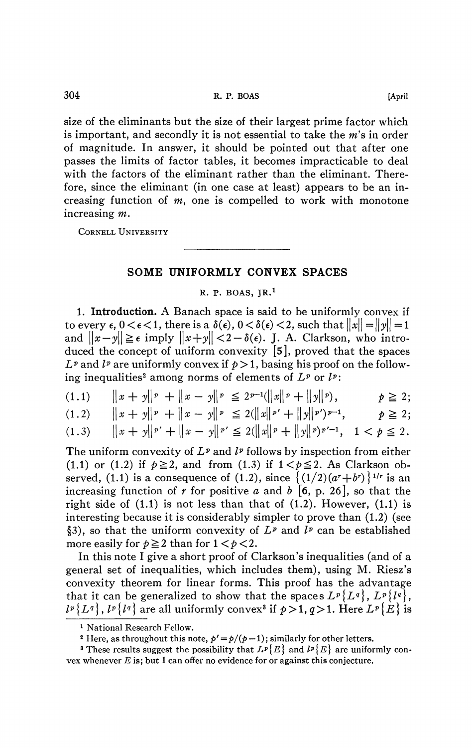size of the eliminants but the size of their largest prime factor which is important, and secondly it is not essential to take the $m$'s in order of magnitude. In answer, it should be pointed out that after one passes the limits of factor tables, it becomes impracticable to deal with the factors of the eliminant rather than the eliminant. Therefore, since the eliminant (in one case at least) appears to be an increasing function of $m$, one is compelled to work with monotone increasing $m$.

CORNELL UNIVERSITY

---

## SOME UNIFORMLY CONVEX SPACES

R. P. BOAS, JR.[1]

**1. Introduction.** A Banach space is said to be uniformly convex if to every $\epsilon$, $0<\epsilon<1$, there is a $\delta(\epsilon)$, $0<\delta(\epsilon)<2$, such that $\|x\|=\|y\|=1$ and $\|x-y\|\geqq\epsilon$ imply $\|x+y\|<2-\delta(\epsilon)$. J. A. Clarkson, who introduced the concept of uniform convexity [5], proved that the spaces $L^p$ and $l^p$ are uniformly convex if $p>1$, basing his proof on the following inequalities[2] among norms of elements of $L^p$ or $l^p$:

$$(1.1)\qquad \|x+y\|^p+\|x-y\|^p \leqq 2^{p-1}(\|x\|^p+\|y\|^p), \qquad p\geqq 2;$$

$$(1.2)\qquad \|x+y\|^p+\|x-y\|^p \leqq 2(\|x\|^{p'}+\|y\|^{p'})^{p-1}, \qquad p\geqq 2;$$

$$(1.3)\qquad \|x+y\|^{p'}+\|x-y\|^{p'} \leqq 2(\|x\|^p+\|y\|^p)^{p'-1}, \quad 1<p\leqq 2.$$

The uniform convexity of $L^p$ and $l^p$ follows by inspection from either (1.1) or (1.2) if $p\geqq 2$, and from (1.3) if $1<p\leqq 2$. As Clarkson observed, (1.1) is a consequence of (1.2), since $\{(1/2)(a^r+b^r)\}^{1/r}$ is an increasing function of $r$ for positive $a$ and $b$ [6, p. 26], so that the right side of (1.1) is not less than that of (1.2). However, (1.1) is interesting because it is considerably simpler to prove than (1.2) (see §3), so that the uniform convexity of $L^p$ and $l^p$ can be established more easily for $p\geqq 2$ than for $1<p<2$.

In this note I give a short proof of Clarkson's inequalities (and of a general set of inequalities, which includes them), using M. Riesz's convexity theorem for linear forms. This proof has the advantage that it can be generalized to show that the spaces $L^p\{L^q\}$, $L^p\{l^q\}$, $l^p\{L^q\}$, $l^p\{l^q\}$ are all uniformly convex[3] if $p>1$, $q>1$. Here $L^p\{E\}$ is

[1] National Research Fellow.

[2] Here, as throughout this note, $p'=p/(p-1)$; similarly for other letters.

[3] These results suggest the possibility that $L^p\{E\}$ and $l^p\{E\}$ are uniformly convex whenever $E$ is; but I can offer no evidence for or against this conjecture.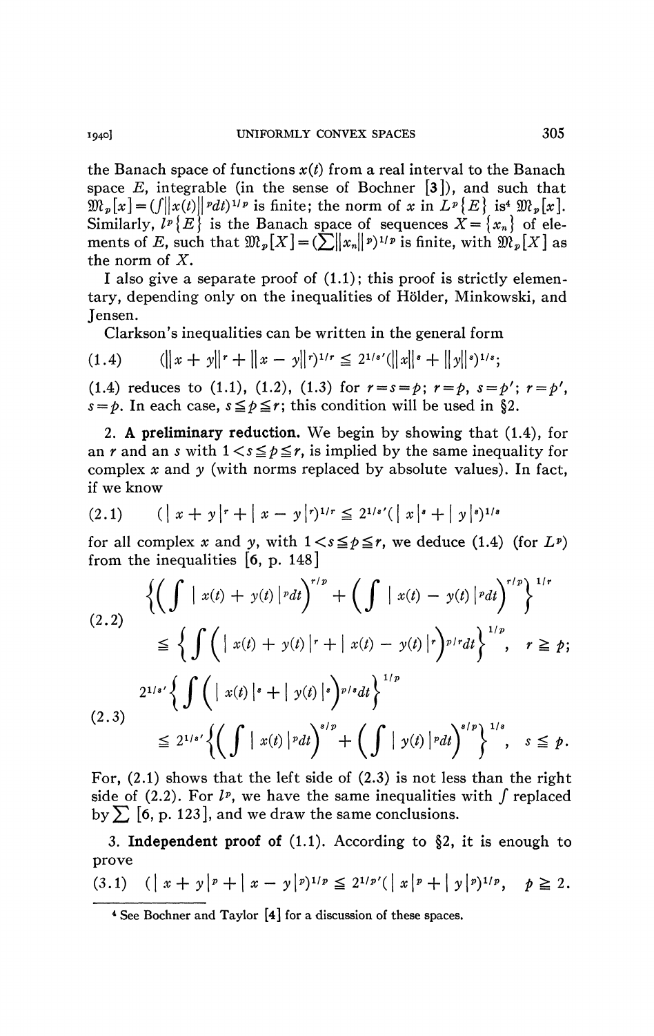the Banach space of functions $x(t)$ from a real interval to the Banach space $E$, integrable (in the sense of Bochner [3]), and such that $\mathfrak{M}_p[x]=(\int\|x(t)\|^p dt)^{1/p}$ is finite; the norm of $x$ in $L^p\{E\}$ is[4] $\mathfrak{M}_p[x]$. Similarly, $l^p\{E\}$ is the Banach space of sequences $X=\{x_n\}$ of elements of $E$, such that $\mathfrak{M}_p[X]=(\sum\|x_n\|^p)^{1/p}$ is finite, with $\mathfrak{M}_p[X]$ as the norm of $X$.

I also give a separate proof of (1.1); this proof is strictly elementary, depending only on the inequalities of Hölder, Minkowski, and Jensen.

Clarkson's inequalities can be written in the general form

$$(1.4)\qquad (\|x+y\|^r+\|x-y\|^r)^{1/r}\leqq 2^{1/s'}(\|x\|^s+\|y\|^s)^{1/s};$$

(1.4) reduces to (1.1), (1.2), (1.3) for $r=s=p$; $r=p$, $s=p'$; $r=p'$, $s=p$. In each case, $s\leqq p\leqq r$; this condition will be used in §2.

## 2. A preliminary reduction.

We begin by showing that (1.4), for an $r$ and an $s$ with $1<s\leqq p\leqq r$, is implied by the same inequality for complex $x$ and $y$ (with norms replaced by absolute values). In fact, if we know

$$(2.1)\qquad (|x+y|^r+|x-y|^r)^{1/r}\leqq 2^{1/s'}(|x|^s+|y|^s)^{1/s}$$

for all complex $x$ and $y$, with $1<s\leqq p\leqq r$, we deduce (1.4) (for $L^p$) from the inequalities [6, p. 148]

$$(2.2)\qquad \begin{aligned}&\left\{\left(\int|x(t)+y(t)|^p dt\right)^{r/p}+\left(\int|x(t)-y(t)|^p dt\right)^{r/p}\right\}^{1/r}\\ &\leqq\left\{\int\left(|x(t)+y(t)|^r+|x(t)-y(t)|^r\right)^{p/r}dt\right\}^{1/p},\quad r\geqq p;\end{aligned}$$

$$(2.3)\qquad \begin{aligned}&2^{1/s'}\left\{\int\left(|x(t)|^s+|y(t)|^s\right)^{p/s}dt\right\}^{1/p}\\ &\leqq 2^{1/s'}\left\{\left(\int|x(t)|^p dt\right)^{s/p}+\left(\int|y(t)|^p dt\right)^{s/p}\right\}^{1/s},\quad s\leqq p.\end{aligned}$$

For, (2.1) shows that the left side of (2.3) is not less than the right side of (2.2). For $l^p$, we have the same inequalities with $\int$ replaced by $\sum$ [6, p. 123], and we draw the same conclusions.

## 3. Independent proof of (1.1).

According to §2, it is enough to prove

$$(3.1)\qquad (|x+y|^p+|x-y|^p)^{1/p}\leqq 2^{1/p'}(|x|^p+|y|^p)^{1/p},\quad p\geqq 2.$$

---

[4] See Bochner and Taylor [4] for a discussion of these spaces.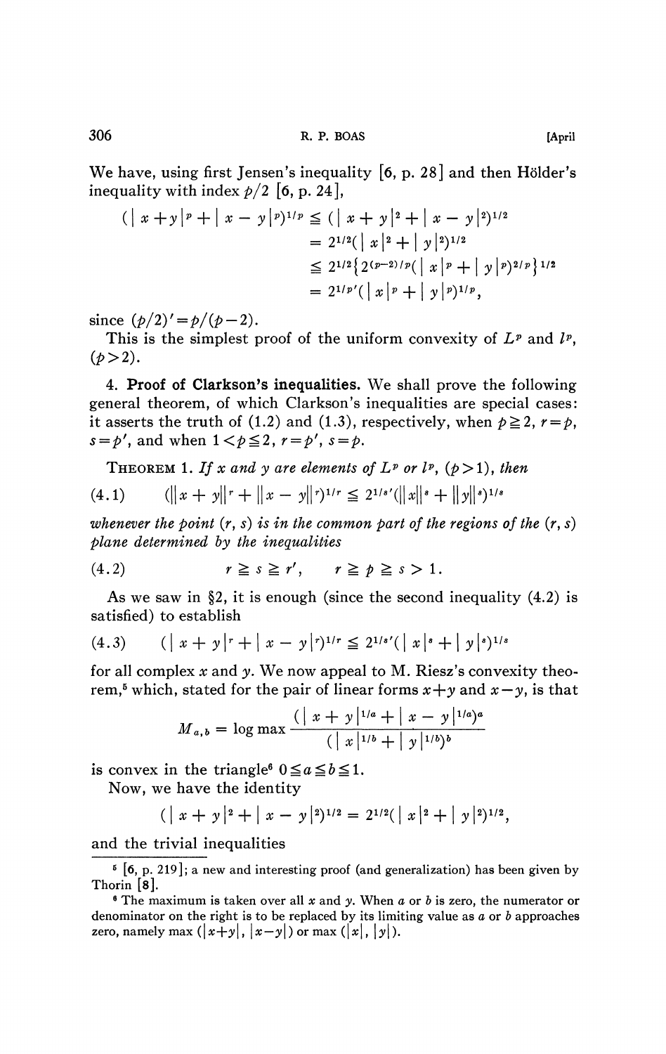We have, using first Jensen's inequality [6, p. 28] and then Hölder's inequality with index $p/2$ [6, p. 24],

$$
\begin{aligned}
(|x+y|^p + |x-y|^p)^{1/p} &\leqq (|x+y|^2 + |x-y|^2)^{1/2} \\
&= 2^{1/2}(|x|^2 + |y|^2)^{1/2} \\
&\leqq 2^{1/2}\{2^{(p-2)/p}(|x|^p + |y|^p)^{2/p}\}^{1/2} \\
&= 2^{1/p'}(|x|^p + |y|^p)^{1/p},
\end{aligned}
$$

since $(p/2)' = p/(p-2)$.

This is the simplest proof of the uniform convexity of $L^p$ and $l^p$, $(p>2)$.

4. **Proof of Clarkson's inequalities.** We shall prove the following general theorem, of which Clarkson's inequalities are special cases: it asserts the truth of (1.2) and (1.3), respectively, when $p \geqq 2$, $r=p$, $s=p'$, and when $1<p\leqq 2$, $r=p'$, $s=p$.

THEOREM 1. *If $x$ and $y$ are elements of $L^p$ or $l^p$, $(p>1)$, then*

$$
(4.1) \qquad (\|x+y\|^r + \|x-y\|^r)^{1/r} \leqq 2^{1/s'}(\|x\|^s + \|y\|^s)^{1/s}
$$

*whenever the point $(r, s)$ is in the common part of the regions of the $(r, s)$ plane determined by the inequalities*

$$
(4.2) \qquad r \geqq s \geqq r', \qquad r \geqq p \geqq s > 1.
$$

As we saw in §2, it is enough (since the second inequality (4.2) is satisfied) to establish

$$
(4.3) \qquad (|x+y|^r + |x-y|^r)^{1/r} \leqq 2^{1/s'}(|x|^s + |y|^s)^{1/s}
$$

for all complex $x$ and $y$. We now appeal to M. Riesz's convexity theorem,[5] which, stated for the pair of linear forms $x+y$ and $x-y$, is that

$$
M_{a,b} = \log \max \frac{(|x+y|^{1/a} + |x-y|^{1/a})^a}{(|x|^{1/b} + |y|^{1/b})^b}
$$

is convex in the triangle[6] $0 \leqq a \leqq b \leqq 1$.

Now, we have the identity

$$
(|x+y|^2 + |x-y|^2)^{1/2} = 2^{1/2}(|x|^2 + |y|^2)^{1/2},
$$

and the trivial inequalities

---

[5] [6, p. 219]; a new and interesting proof (and generalization) has been given by Thorin [8].

[6] The maximum is taken over all $x$ and $y$. When $a$ or $b$ is zero, the numerator or denominator on the right is to be replaced by its limiting value as $a$ or $b$ approaches zero, namely max $(|x+y|, |x-y|)$ or max $(|x|, |y|)$.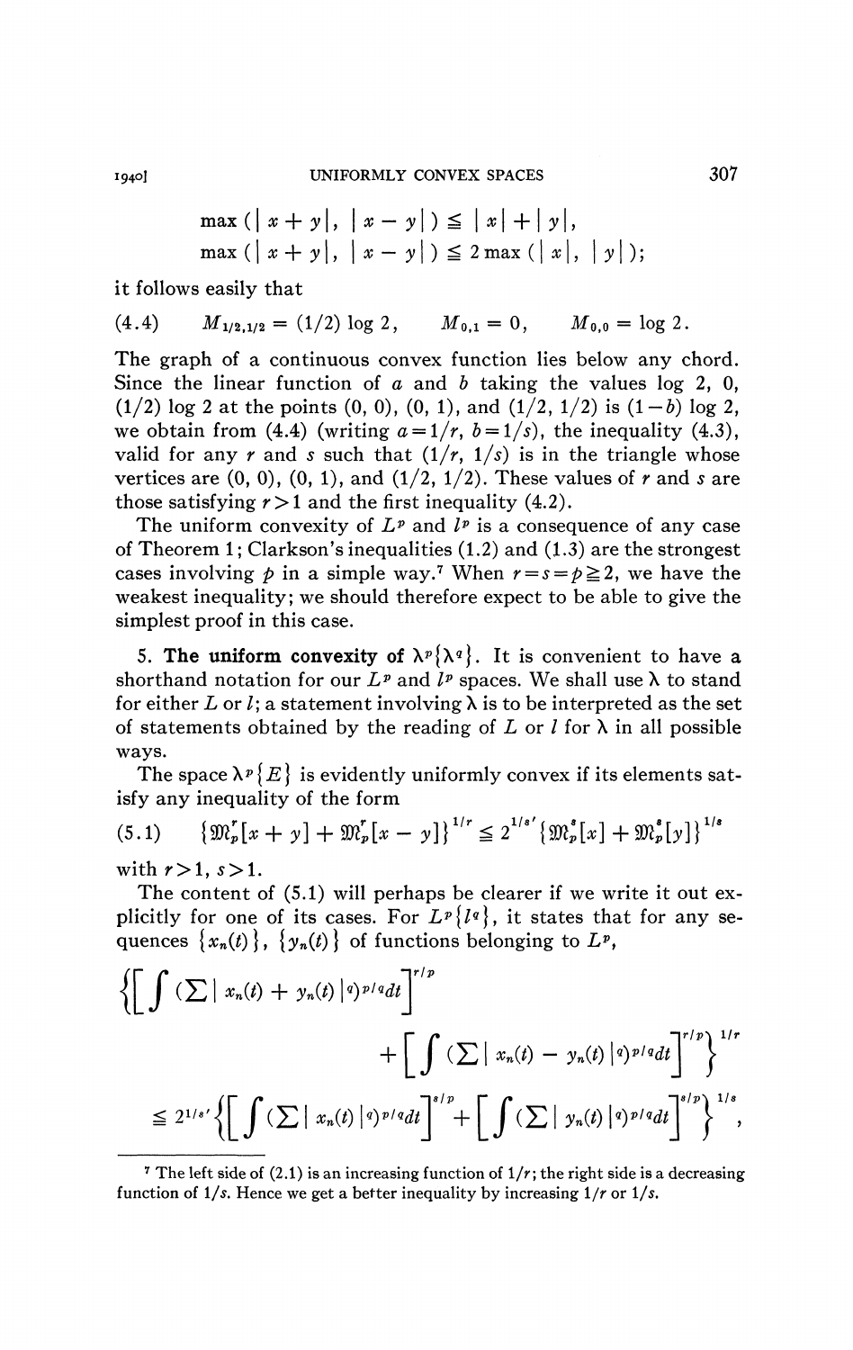$$\max(|x+y|,\ |x-y|) \leqq |x| + |y|,$$
$$\max(|x+y|,\ |x-y|) \leqq 2\max(|x|,\ |y|);$$

it follows easily that

$$(4.4) \qquad M_{1/2,1/2} = (1/2)\log 2, \qquad M_{0,1} = 0, \qquad M_{0,0} = \log 2.$$

The graph of a continuous convex function lies below any chord. Since the linear function of $a$ and $b$ taking the values $\log 2$, $0$, $(1/2)\log 2$ at the points $(0, 0)$, $(0, 1)$, and $(1/2, 1/2)$ is $(1-b)\log 2$, we obtain from (4.4) (writing $a = 1/r$, $b = 1/s$), the inequality (4.3), valid for any $r$ and $s$ such that $(1/r, 1/s)$ is in the triangle whose vertices are $(0, 0)$, $(0, 1)$, and $(1/2, 1/2)$. These values of $r$ and $s$ are those satisfying $r > 1$ and the first inequality (4.2).

The uniform convexity of $L^p$ and $l^p$ is a consequence of any case of Theorem 1; Clarkson's inequalities (1.2) and (1.3) are the strongest cases involving $p$ in a simple way.[7] When $r = s = p \geqq 2$, we have the weakest inequality; we should therefore expect to be able to give the simplest proof in this case.

## 5. The uniform convexity of $\lambda^p\{\lambda^q\}$.

It is convenient to have a shorthand notation for our $L^p$ and $l^p$ spaces. We shall use $\lambda$ to stand for either $L$ or $l$; a statement involving $\lambda$ is to be interpreted as the set of statements obtained by the reading of $L$ or $l$ for $\lambda$ in all possible ways.

The space $\lambda^p\{E\}$ is evidently uniformly convex if its elements satisfy any inequality of the form

$$(5.1) \qquad \{\mathfrak{M}_p^r[x+y] + \mathfrak{M}_p^r[x-y]\}^{1/r} \leqq 2^{1/s'}\{\mathfrak{M}_p^s[x] + \mathfrak{M}_p^s[y]\}^{1/s}$$

with $r > 1$, $s > 1$.

The content of (5.1) will perhaps be clearer if we write it out explicitly for one of its cases. For $L^p\{l^q\}$, it states that for any sequences $\{x_n(t)\}$, $\{y_n(t)\}$ of functions belonging to $L^p$,

$$\left\{\left[\int \left(\sum |x_n(t) + y_n(t)|^q\right)^{p/q} dt\right]^{r/p} + \left[\int \left(\sum |x_n(t) - y_n(t)|^q\right)^{p/q} dt\right]^{r/p}\right\}^{1/r}$$
$$\leqq 2^{1/s'}\left\{\left[\int \left(\sum |x_n(t)|^q\right)^{p/q} dt\right]^{s/p} + \left[\int \left(\sum |y_n(t)|^q\right)^{p/q} dt\right]^{s/p}\right\}^{1/s},$$

---

[7] The left side of (2.1) is an increasing function of $1/r$; the right side is a decreasing function of $1/s$. Hence we get a better inequality by increasing $1/r$ or $1/s$.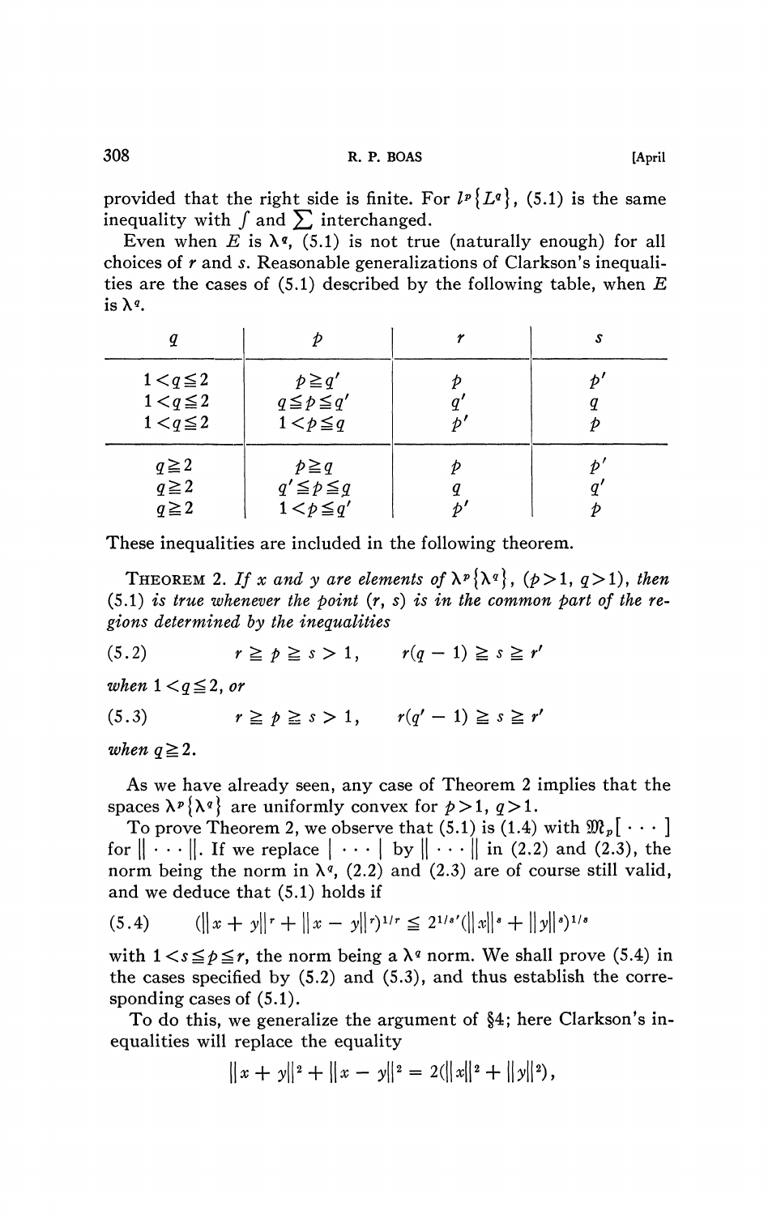provided that the right side is finite. For $l^p\{L^q\}$, (5.1) is the same inequality with $\int$ and $\sum$ interchanged.

Even when $E$ is $\lambda^q$, (5.1) is not true (naturally enough) for all choices of $r$ and $s$. Reasonable generalizations of Clarkson's inequalities are the cases of (5.1) described by the following table, when $E$ is $\lambda^q$.

| $q$ | $p$ | $r$ | $s$ |
|---|---|---|---|
| $1<q\leqq 2$ | $p\geqq q'$ | $p$ | $p'$ |
| $1<q\leqq 2$ | $q\leqq p\leqq q'$ | $q'$ | $q$ |
| $1<q\leqq 2$ | $1<p\leqq q$ | $p'$ | $p$ |
| $q\geqq 2$ | $p\geqq q$ | $p$ | $p'$ |
| $q\geqq 2$ | $q'\leqq p\leqq q$ | $q$ | $q'$ |
| $q\geqq 2$ | $1<p\leqq q'$ | $p'$ | $p$ |

These inequalities are included in the following theorem.

THEOREM 2. *If $x$ and $y$ are elements of $\lambda^p\{\lambda^q\}$, $(p>1,\ q>1)$, then (5.1) is true whenever the point $(r,s)$ is in the common part of the regions determined by the inequalities*

$$(5.2)\qquad r\geqq p\geqq s>1,\qquad r(q-1)\geqq s\geqq r'$$

*when $1<q\leqq 2$, or*

$$(5.3)\qquad r\geqq p\geqq s>1,\qquad r(q'-1)\geqq s\geqq r'$$

*when $q\geqq 2$.*

As we have already seen, any case of Theorem 2 implies that the spaces $\lambda^p\{\lambda^q\}$ are uniformly convex for $p>1$, $q>1$.

To prove Theorem 2, we observe that (5.1) is (1.4) with $\mathfrak{M}_p[\cdots]$ for $\|\cdots\|$. If we replace $|\cdots|$ by $\|\cdots\|$ in (2.2) and (2.3), the norm being the norm in $\lambda^q$, (2.2) and (2.3) are of course still valid, and we deduce that (5.1) holds if

$$(5.4)\qquad (\|x+y\|^r+\|x-y\|^r)^{1/r}\leqq 2^{1/s'}(\|x\|^s+\|y\|^s)^{1/s}$$

with $1<s\leqq p\leqq r$, the norm being a $\lambda^q$ norm. We shall prove (5.4) in the cases specified by (5.2) and (5.3), and thus establish the corresponding cases of (5.1).

To do this, we generalize the argument of §4; here Clarkson's inequalities will replace the equality

$$\|x+y\|^2+\|x-y\|^2=2(\|x\|^2+\|y\|^2),$$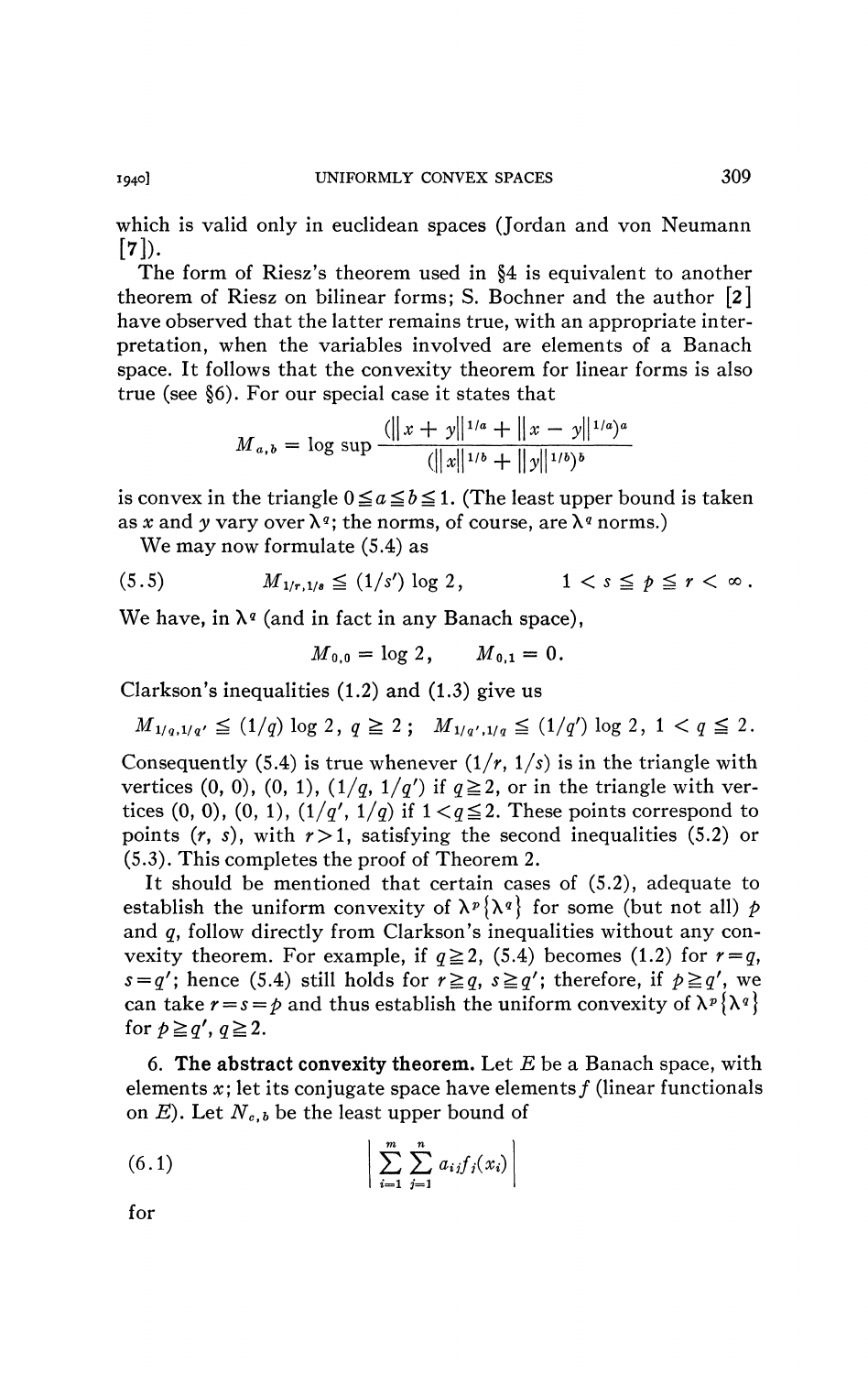which is valid only in euclidean spaces (Jordan and von Neumann [7]).

The form of Riesz's theorem used in §4 is equivalent to another theorem of Riesz on bilinear forms; S. Bochner and the author [2] have observed that the latter remains true, with an appropriate interpretation, when the variables involved are elements of a Banach space. It follows that the convexity theorem for linear forms is also true (see §6). For our special case it states that

$$M_{a,b} = \log \sup \frac{(\|x+y\|^{1/a} + \|x-y\|^{1/a})^a}{(\|x\|^{1/b} + \|y\|^{1/b})^b}$$

is convex in the triangle $0 \leqq a \leqq b \leqq 1$. (The least upper bound is taken as $x$ and $y$ vary over $\lambda^q$; the norms, of course, are $\lambda^q$ norms.)

We may now formulate (5.4) as

$$(5.5) \qquad M_{1/r,1/s} \leqq (1/s') \log 2, \qquad 1 < s \leqq p \leqq r < \infty.$$

We have, in $\lambda^q$ (and in fact in any Banach space),

$$M_{0,0} = \log 2, \qquad M_{0,1} = 0.$$

Clarkson's inequalities (1.2) and (1.3) give us

$$M_{1/q,1/q'} \leqq (1/q) \log 2,\ q \geqq 2; \quad M_{1/q',1/q} \leqq (1/q') \log 2,\ 1 < q \leqq 2.$$

Consequently (5.4) is true whenever $(1/r, 1/s)$ is in the triangle with vertices $(0, 0)$, $(0, 1)$, $(1/q, 1/q')$ if $q \geqq 2$, or in the triangle with vertices $(0, 0)$, $(0, 1)$, $(1/q', 1/q)$ if $1 < q \leqq 2$. These points correspond to points $(r, s)$, with $r > 1$, satisfying the second inequalities (5.2) or (5.3). This completes the proof of Theorem 2.

It should be mentioned that certain cases of (5.2), adequate to establish the uniform convexity of $\lambda^p\{\lambda^q\}$ for some (but not all) $p$ and $q$, follow directly from Clarkson's inequalities without any convexity theorem. For example, if $q \geqq 2$, (5.4) becomes (1.2) for $r = q$, $s = q'$; hence (5.4) still holds for $r \geqq q$, $s \geqq q'$; therefore, if $p \geqq q'$, we can take $r = s = p$ and thus establish the uniform convexity of $\lambda^p\{\lambda^q\}$ for $p \geqq q'$, $q \geqq 2$.

## 6. The abstract convexity theorem.

Let $E$ be a Banach space, with elements $x$; let its conjugate space have elements $f$ (linear functionals on $E$). Let $N_{a,b}$ be the least upper bound of

$$(6.1) \qquad \left| \sum_{i=1}^{m} \sum_{j=1}^{n} a_{ij} f_j(x_i) \right|$$

for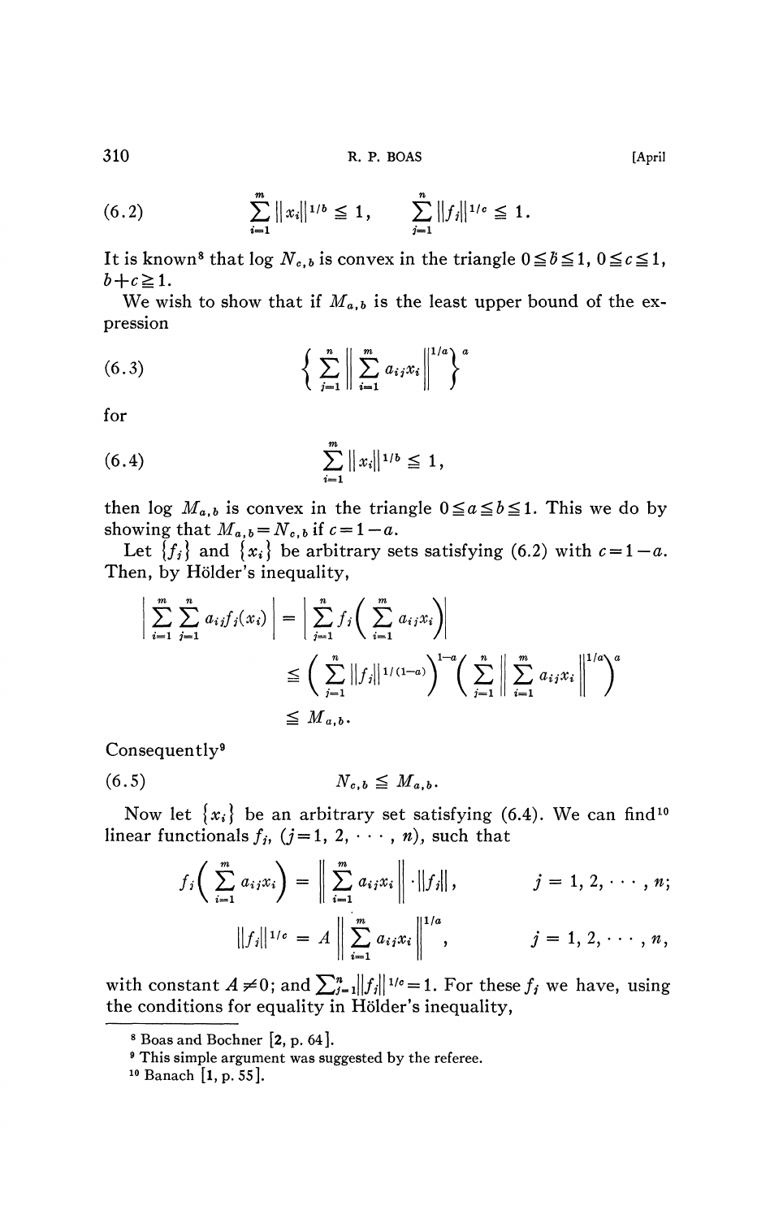$$(6.2) \qquad \sum_{i=1}^{m} \|x_i\|^{1/b} \leqq 1, \qquad \sum_{j=1}^{n} \|f_j\|^{1/c} \leqq 1.$$

It is known[8] that $\log N_{c,b}$ is convex in the triangle $0 \leqq b \leqq 1$, $0 \leqq c \leqq 1$, $b + c \geqq 1$.

We wish to show that if $M_{a,b}$ is the least upper bound of the expression

$$(6.3) \qquad \left\{ \sum_{j=1}^{n} \left\| \sum_{i=1}^{m} a_{ij} x_i \right\|^{1/a} \right\}^{a}$$

for

$$(6.4) \qquad \sum_{i=1}^{m} \|x_i\|^{1/b} \leqq 1,$$

then $\log M_{a,b}$ is convex in the triangle $0 \leqq a \leqq b \leqq 1$. This we do by showing that $M_{a,b} = N_{c,b}$ if $c = 1 - a$.

Let $\{f_j\}$ and $\{x_i\}$ be arbitrary sets satisfying (6.2) with $c = 1 - a$. Then, by Hölder's inequality,

$$\begin{aligned} \left| \sum_{i=1}^{m} \sum_{j=1}^{n} a_{ij} f_j(x_i) \right| &= \left| \sum_{j=1}^{n} f_j \left( \sum_{i=1}^{m} a_{ij} x_i \right) \right| \\ &\leqq \left( \sum_{j=1}^{n} \|f_j\|^{1/(1-a)} \right)^{1-a} \left( \sum_{j=1}^{n} \left\| \sum_{i=1}^{m} a_{ij} x_i \right\|^{1/a} \right)^{a} \\ &\leqq M_{a,b}. \end{aligned}$$

Consequently[9]

$$(6.5) \qquad N_{c,b} \leqq M_{a,b}.$$

Now let $\{x_i\}$ be an arbitrary set satisfying (6.4). We can find[10] linear functionals $f_j$, $(j = 1, 2, \cdots, n)$, such that

$$f_j\left( \sum_{i=1}^{m} a_{ij} x_i \right) = \left\| \sum_{i=1}^{m} a_{ij} x_i \right\| \cdot \|f_j\|, \qquad j = 1, 2, \cdots, n;$$

$$\|f_j\|^{1/c} = A \left\| \sum_{i=1}^{m} a_{ij} x_i \right\|^{1/a}, \qquad j = 1, 2, \cdots, n,$$

with constant $A \neq 0$; and $\sum_{j=1}^{n} \|f_j\|^{1/c} = 1$. For these $f_j$ we have, using the conditions for equality in Hölder's inequality,

---

[8] Boas and Bochner [2, p. 64].

[9] This simple argument was suggested by the referee.

[10] Banach [1, p. 55].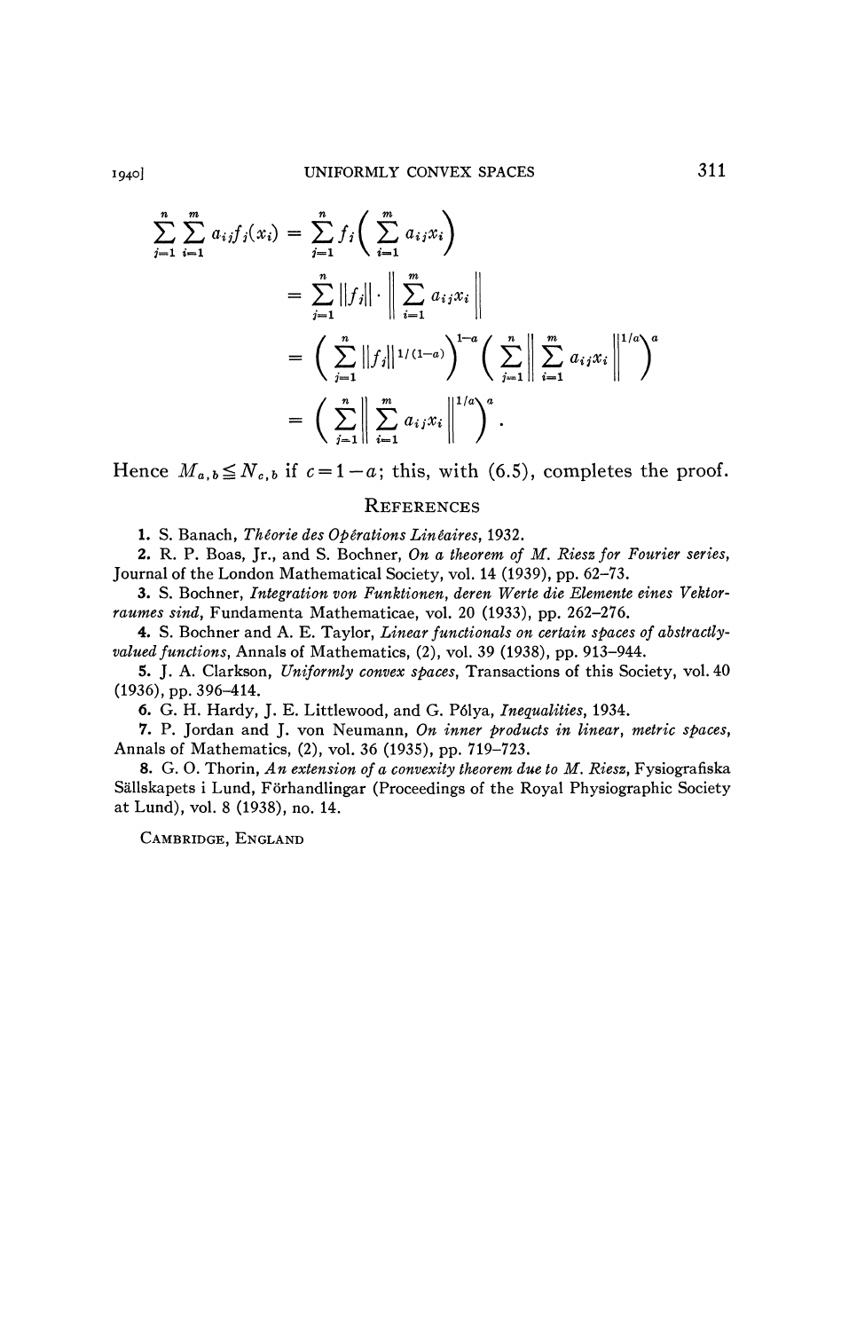$$
\begin{aligned}
\sum_{j=1}^{n}\sum_{i=1}^{m} a_{ij} f_j(x_i) &= \sum_{j=1}^{n} f_j\left(\sum_{i=1}^{m} a_{ij} x_i\right) \\
&= \sum_{j=1}^{n} \|f_j\| \cdot \left\| \sum_{i=1}^{m} a_{ij} x_i \right\| \\
&= \left(\sum_{j=1}^{n} \|f_j\|^{1/(1-a)}\right)^{1-a} \left(\sum_{j=1}^{n} \left\| \sum_{i=1}^{m} a_{ij} x_i \right\|^{1/a}\right)^{a} \\
&= \left(\sum_{j=1}^{n} \left\| \sum_{i=1}^{m} a_{ij} x_i \right\|^{1/a}\right)^{a}.
\end{aligned}
$$

Hence $M_{a,b} \leqq N_{c,b}$ if $c = 1-a$; this, with (6.5), completes the proof.

## References

1. S. Banach, *Théorie des Opérations Linéaires*, 1932.
2. R. P. Boas, Jr., and S. Bochner, *On a theorem of M. Riesz for Fourier series*, Journal of the London Mathematical Society, vol. 14 (1939), pp. 62–73.
3. S. Bochner, *Integration von Funktionen, deren Werte die Elemente eines Vektorraumes sind*, Fundamenta Mathematicae, vol. 20 (1933), pp. 262–276.
4. S. Bochner and A. E. Taylor, *Linear functionals on certain spaces of abstractly-valued functions*, Annals of Mathematics, (2), vol. 39 (1938), pp. 913–944.
5. J. A. Clarkson, *Uniformly convex spaces*, Transactions of this Society, vol. 40 (1936), pp. 396–414.
6. G. H. Hardy, J. E. Littlewood, and G. Pólya, *Inequalities*, 1934.
7. P. Jordan and J. von Neumann, *On inner products in linear, metric spaces*, Annals of Mathematics, (2), vol. 36 (1935), pp. 719–723.
8. G. O. Thorin, *An extension of a convexity theorem due to M. Riesz*, Fysiografiska Sällskapets i Lund, Förhandlingar (Proceedings of the Royal Physiographic Society at Lund), vol. 8 (1938), no. 14.

Cambridge, England